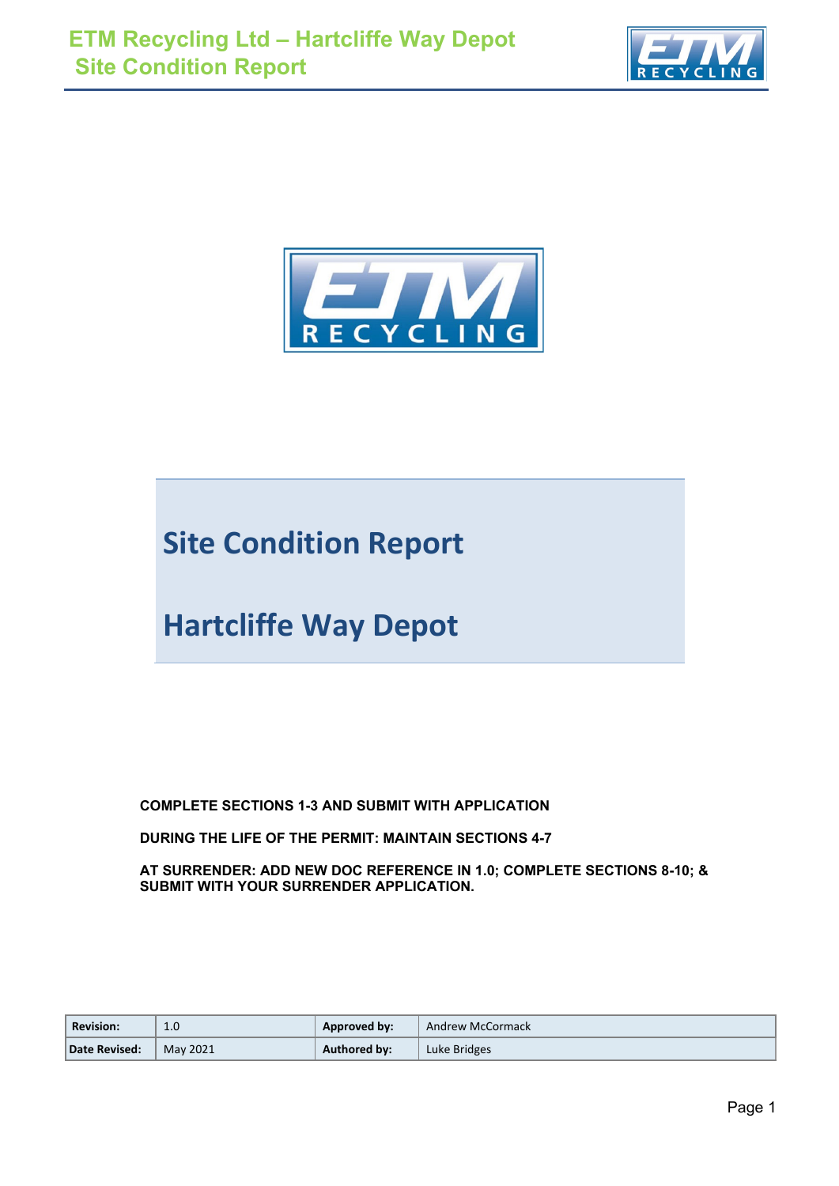# Site Condition Report

## Hartcliffe Way Depot

**COMPLETE SECTIONS 1-3 AND SUBMIT WITH APPLICATION**

**DURING THE LIFE OF THE PERMIT: MAINTAIN SECTIONS 4-7**

**AT SURRENDER: ADD NEW DOC REFERENCE IN 1.0; COMPLETE SECTIONS 8-10; & SUBMIT WITH YOUR SURRENDER APPLICATION.**

| **Revision:** | 1.0 | **Approved by:** | Andrew McCormack |
| --- | --- | --- | --- |
| **Date Revised:** | May 2021 | **Authored by:** | Luke Bridges |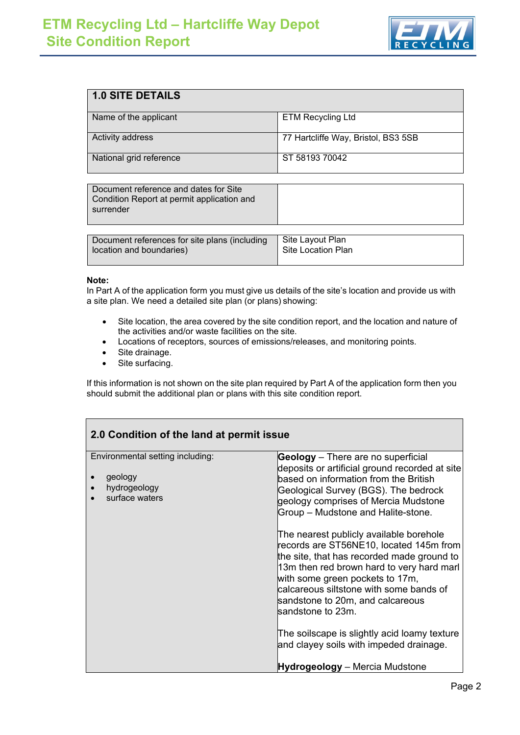| 1.0 SITE DETAILS | |
|---|---|
| Name of the applicant | ETM Recycling Ltd |
| Activity address | 77 Hartcliffe Way, Bristol, BS3 5SB |
| National grid reference | ST 58193 70042 |

| | |
|---|---|
| Document reference and dates for Site Condition Report at permit application and surrender | |

| | |
|---|---|
| Document references for site plans (including location and boundaries) | Site Layout Plan<br>Site Location Plan |

**Note:**
In Part A of the application form you must give us details of the site's location and provide us with a site plan. We need a detailed site plan (or plans) showing:

- Site location, the area covered by the site condition report, and the location and nature of the activities and/or waste facilities on the site.
- Locations of receptors, sources of emissions/releases, and monitoring points.
- Site drainage.
- Site surfacing.

If this information is not shown on the site plan required by Part A of the application form then you should submit the additional plan or plans with this site condition report.

| 2.0 Condition of the land at permit issue | |
|---|---|
| Environmental setting including:<br><br>• geology<br>• hydrogeology<br>• surface waters | **Geology** – There are no superficial deposits or artificial ground recorded at site based on information from the British Geological Survey (BGS). The bedrock geology comprises of Mercia Mudstone Group – Mudstone and Halite-stone.<br><br>The nearest publicly available borehole records are ST56NE10, located 145m from the site, that has recorded made ground to 13m then red brown hard to very hard marl with some green pockets to 17m, calcareous siltstone with some bands of sandstone to 20m, and calcareous sandstone to 23m.<br><br>The soilscape is slightly acid loamy texture and clayey soils with impeded drainage.<br><br>**Hydrogeology** – Mercia Mudstone |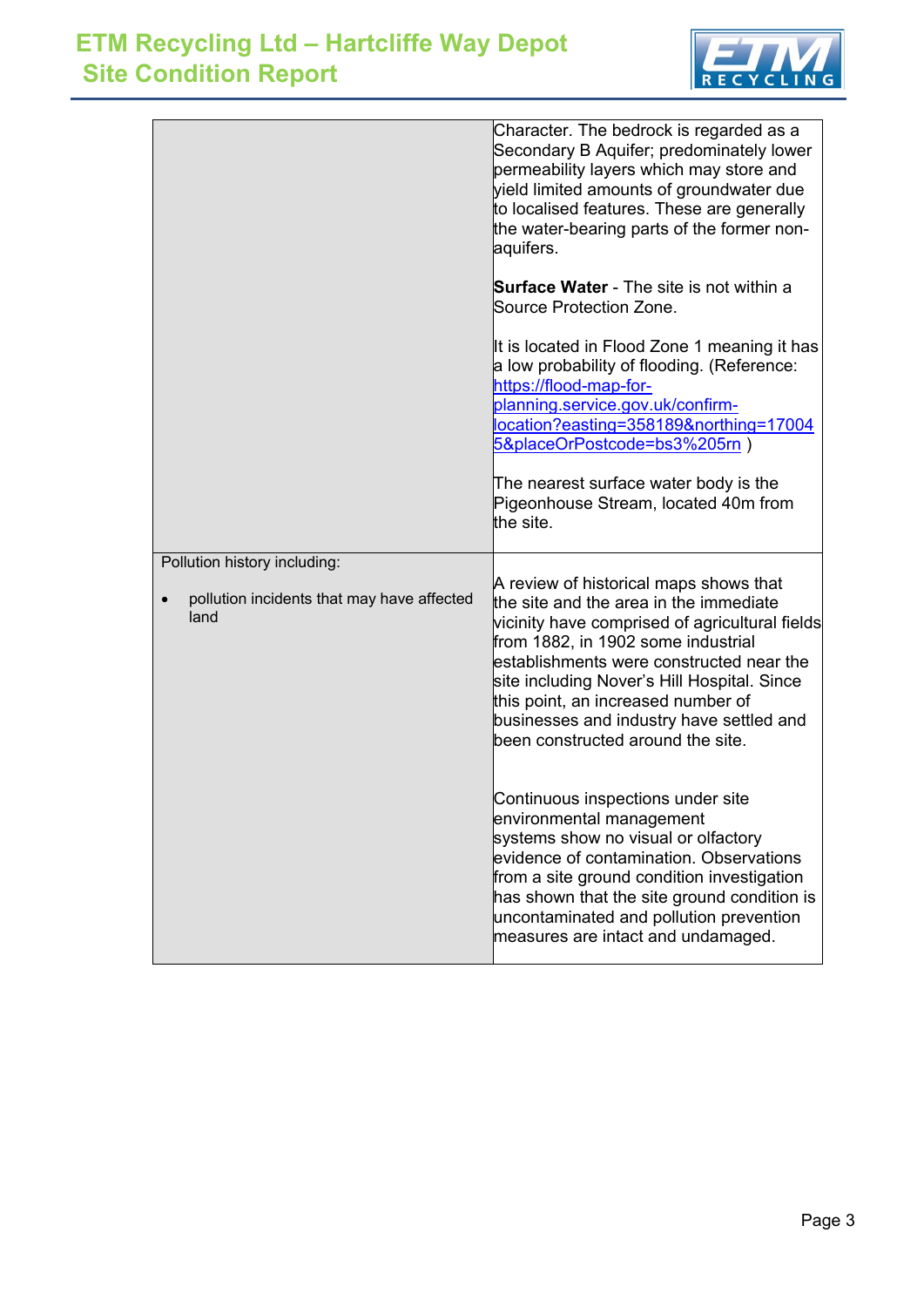| | |
|---|---|
| | Character. The bedrock is regarded as a Secondary B Aquifer; predominately lower permeability layers which may store and yield limited amounts of groundwater due to localised features. These are generally the water-bearing parts of the former non-aquifers.<br><br>**Surface Water** - The site is not within a Source Protection Zone.<br><br>It is located in Flood Zone 1 meaning it has a low probability of flooding. (Reference: [https://flood-map-for-planning.service.gov.uk/confirm-location?easting=358189&northing=170045&placeOrPostcode=bs3%205rn](https://flood-map-for-planning.service.gov.uk/confirm-location?easting=358189&northing=170045&placeOrPostcode=bs3%205rn) )<br><br>The nearest surface water body is the Pigeonhouse Stream, located 40m from the site. |
| Pollution history including:<br><br>• pollution incidents that may have affected land | A review of historical maps shows that the site and the area in the immediate vicinity have comprised of agricultural fields from 1882, in 1902 some industrial establishments were constructed near the site including Nover's Hill Hospital. Since this point, an increased number of businesses and industry have settled and been constructed around the site.<br><br>Continuous inspections under site environmental management systems show no visual or olfactory evidence of contamination. Observations from a site ground condition investigation has shown that the site ground condition is uncontaminated and pollution prevention measures are intact and undamaged. |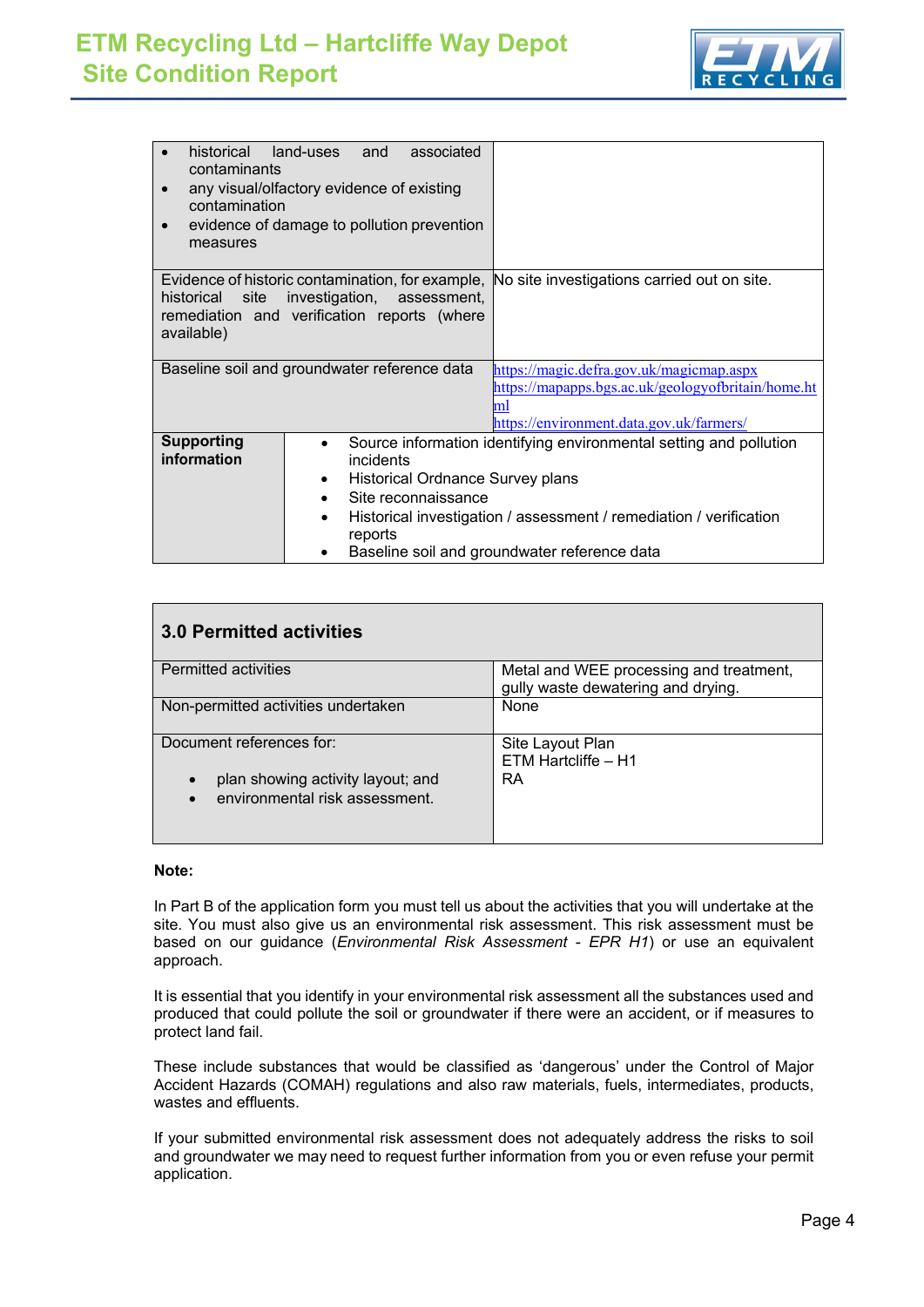| | |
|---|---|
| • historical land-uses and associated contaminants<br>• any visual/olfactory evidence of existing contamination<br>• evidence of damage to pollution prevention measures | |
| Evidence of historic contamination, for example, historical site investigation, assessment, remediation and verification reports (where available) | No site investigations carried out on site. |
| Baseline soil and groundwater reference data | https://magic.defra.gov.uk/magicmap.aspx<br>https://mapapps.bgs.ac.uk/geologyofbritain/home.html<br>https://environment.data.gov.uk/farmers/ |
| **Supporting information** | • Source information identifying environmental setting and pollution incidents<br>• Historical Ordnance Survey plans<br>• Site reconnaissance<br>• Historical investigation / assessment / remediation / verification reports<br>• Baseline soil and groundwater reference data |

| **3.0 Permitted activities** | |
|---|---|
| Permitted activities | Metal and WEE processing and treatment, gully waste dewatering and drying. |
| Non-permitted activities undertaken | None |
| Document references for:<br>• plan showing activity layout; and<br>• environmental risk assessment. | Site Layout Plan<br>ETM Hartcliffe – H1<br>RA |

**Note:**

In Part B of the application form you must tell us about the activities that you will undertake at the site. You must also give us an environmental risk assessment. This risk assessment must be based on our guidance (*Environmental Risk Assessment - EPR H1*) or use an equivalent approach.

It is essential that you identify in your environmental risk assessment all the substances used and produced that could pollute the soil or groundwater if there were an accident, or if measures to protect land fail.

These include substances that would be classified as 'dangerous' under the Control of Major Accident Hazards (COMAH) regulations and also raw materials, fuels, intermediates, products, wastes and effluents.

If your submitted environmental risk assessment does not adequately address the risks to soil and groundwater we may need to request further information from you or even refuse your permit application.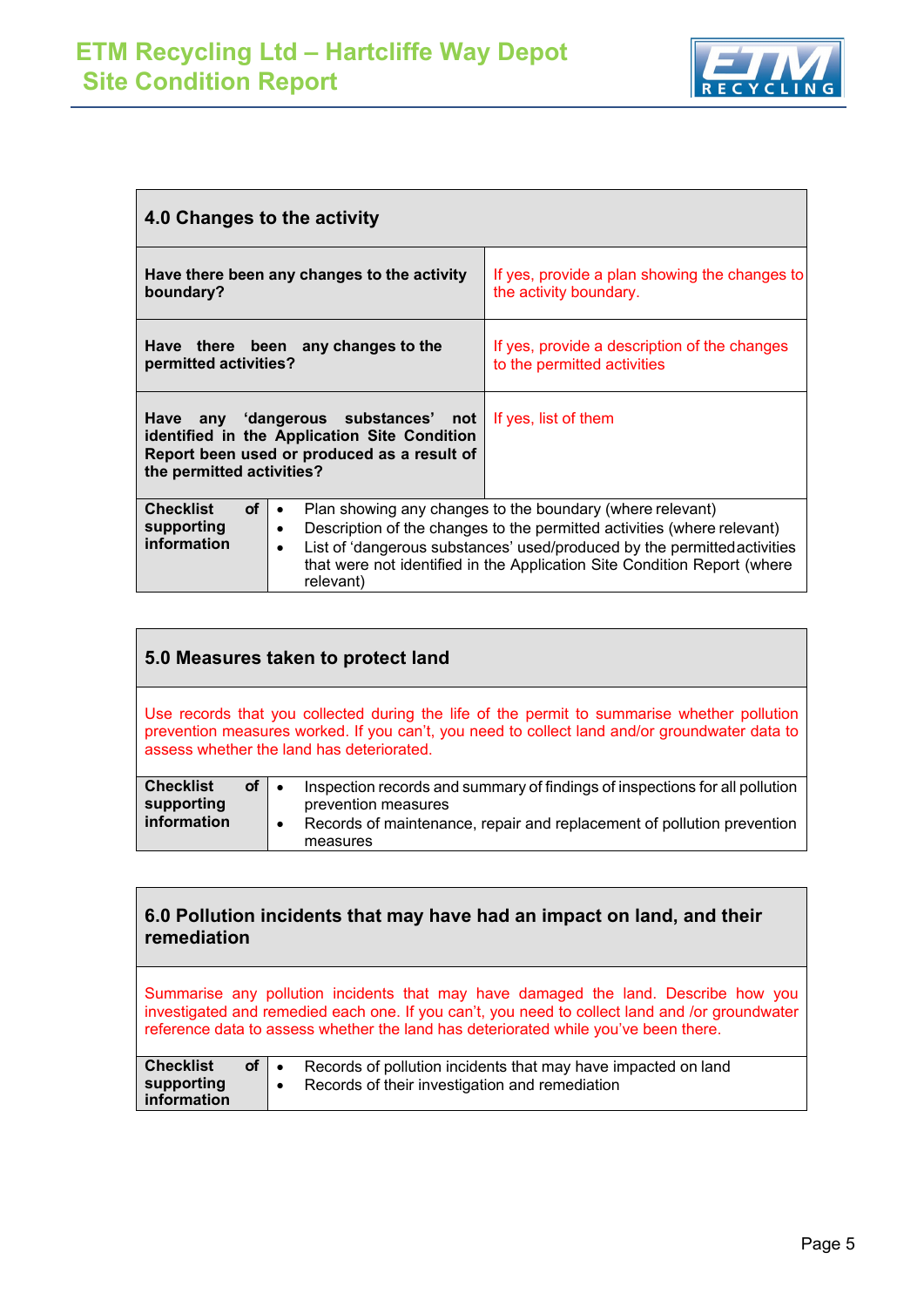| 4.0 Changes to the activity | |
|---|---|
| **Have there been any changes to the activity boundary?** | If yes, provide a plan showing the changes to the activity boundary. |
| **Have there been any changes to the permitted activities?** | If yes, provide a description of the changes to the permitted activities |
| **Have any 'dangerous substances' not identified in the Application Site Condition Report been used or produced as a result of the permitted activities?** | If yes, list of them |
| **Checklist of supporting information** | • Plan showing any changes to the boundary (where relevant)<br>• Description of the changes to the permitted activities (where relevant)<br>• List of 'dangerous substances' used/produced by the permitted activities that were not identified in the Application Site Condition Report (where relevant) |

| 5.0 Measures taken to protect land | |
|---|---|
| Use records that you collected during the life of the permit to summarise whether pollution prevention measures worked. If you can't, you need to collect land and/or groundwater data to assess whether the land has deteriorated. | |
| **Checklist of supporting information** | • Inspection records and summary of findings of inspections for all pollution prevention measures<br>• Records of maintenance, repair and replacement of pollution prevention measures |

| 6.0 Pollution incidents that may have had an impact on land, and their remediation | |
|---|---|
| Summarise any pollution incidents that may have damaged the land. Describe how you investigated and remedied each one. If you can't, you need to collect land and /or groundwater reference data to assess whether the land has deteriorated while you've been there. | |
| **Checklist of supporting information** | • Records of pollution incidents that may have impacted on land<br>• Records of their investigation and remediation |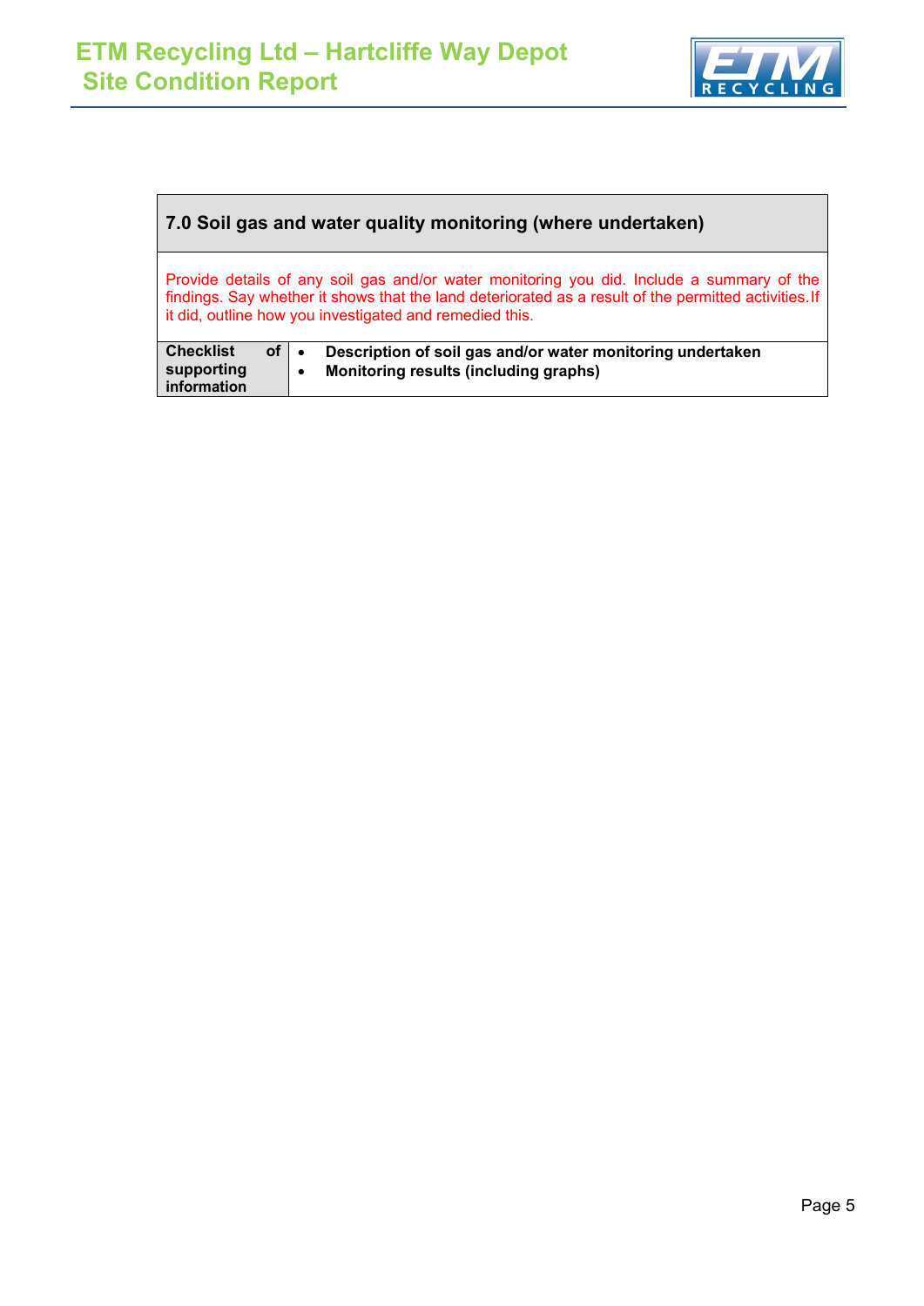| **7.0 Soil gas and water quality monitoring (where undertaken)** | |
|---|---|
| Provide details of any soil gas and/or water monitoring you did. Include a summary of the findings. Say whether it shows that the land deteriorated as a result of the permitted activities. If it did, outline how you investigated and remedied this. | |
| **Checklist of supporting information** | • **Description of soil gas and/or water monitoring undertaken**<br>• **Monitoring results (including graphs)** |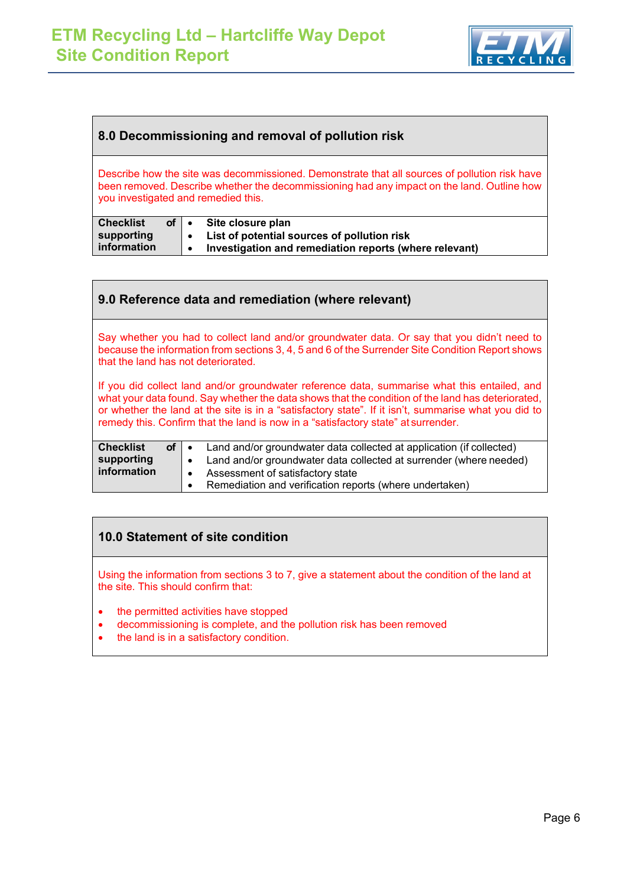## 8.0 Decommissioning and removal of pollution risk

Describe how the site was decommissioned. Demonstrate that all sources of pollution risk have been removed. Describe whether the decommissioning had any impact on the land. Outline how you investigated and remedied this.

| | |
|---|---|
| **Checklist of supporting information** | • **Site closure plan**<br>• **List of potential sources of pollution risk**<br>• **Investigation and remediation reports (where relevant)** |

## 9.0 Reference data and remediation (where relevant)

Say whether you had to collect land and/or groundwater data. Or say that you didn't need to because the information from sections 3, 4, 5 and 6 of the Surrender Site Condition Report shows that the land has not deteriorated.

If you did collect land and/or groundwater reference data, summarise what this entailed, and what your data found. Say whether the data shows that the condition of the land has deteriorated, or whether the land at the site is in a "satisfactory state". If it isn't, summarise what you did to remedy this. Confirm that the land is now in a "satisfactory state" at surrender.

| | |
|---|---|
| **Checklist of supporting information** | • Land and/or groundwater data collected at application (if collected)<br>• Land and/or groundwater data collected at surrender (where needed)<br>• Assessment of satisfactory state<br>• Remediation and verification reports (where undertaken) |

## 10.0 Statement of site condition

Using the information from sections 3 to 7, give a statement about the condition of the land at the site. This should confirm that:

- the permitted activities have stopped
- decommissioning is complete, and the pollution risk has been removed
- the land is in a satisfactory condition.